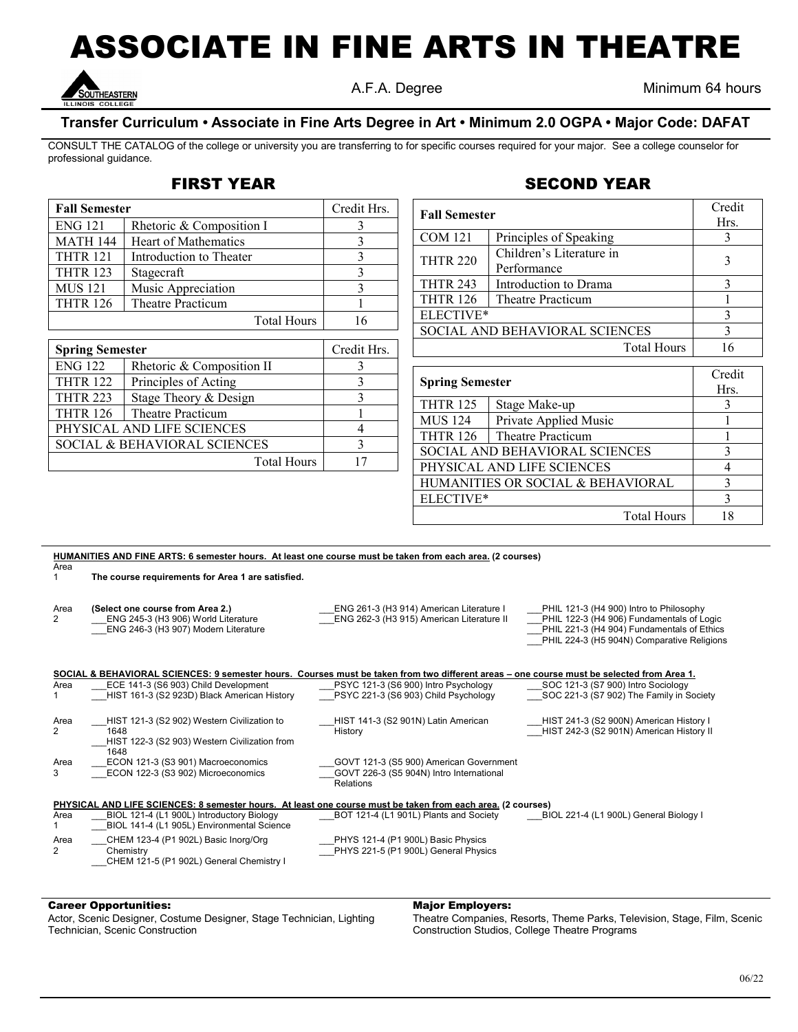# ASSOCIATE IN FINE ARTS IN THEATRE

SOUTHEASTERN ILLINOIS COLLEGE

A.F.A. Degree

Minimum 64 hours

**Transfer Curriculum • Associate in Fine Arts Degree in Art • Minimum 2.0 OGPA • Major Code: DAFAT**

CONSULT THE CATALOG of the college or university you are transferring to for specific courses required for your major. See a college counselor for professional guidance.

## FIRST YEAR

| Fall Semester | | Credit Hrs. |
|---|---|---|
| ENG 121 | Rhetoric & Composition I | 3 |
| MATH 144 | Heart of Mathematics | 3 |
| THTR 121 | Introduction to Theater | 3 |
| THTR 123 | Stagecraft | 3 |
| MUS 121 | Music Appreciation | 3 |
| THTR 126 | Theatre Practicum | 1 |
| | Total Hours | 16 |

| Spring Semester | | Credit Hrs. |
|---|---|---|
| ENG 122 | Rhetoric & Composition II | 3 |
| THTR 122 | Principles of Acting | 3 |
| THTR 223 | Stage Theory & Design | 3 |
| THTR 126 | Theatre Practicum | 1 |
| PHYSICAL AND LIFE SCIENCES | | 4 |
| SOCIAL & BEHAVIORAL SCIENCES | | 3 |
| | Total Hours | 17 |

## SECOND YEAR

| Fall Semester | | Credit Hrs. |
|---|---|---|
| COM 121 | Principles of Speaking | 3 |
| THTR 220 | Children's Literature in Performance | 3 |
| THTR 243 | Introduction to Drama | 3 |
| THTR 126 | Theatre Practicum | 1 |
| ELECTIVE* | | 3 |
| SOCIAL AND BEHAVIORAL SCIENCES | | 3 |
| | Total Hours | 16 |

| Spring Semester | | Credit Hrs. |
|---|---|---|
| THTR 125 | Stage Make-up | 3 |
| MUS 124 | Private Applied Music | 1 |
| THTR 126 | Theatre Practicum | 1 |
| SOCIAL AND BEHAVIORAL SCIENCES | | 3 |
| PHYSICAL AND LIFE SCIENCES | | 4 |
| HUMANITIES OR SOCIAL & BEHAVIORAL | | 3 |
| ELECTIVE* | | 3 |
| | Total Hours | 18 |

**HUMANITIES AND FINE ARTS: 6 semester hours. At least one course must be taken from each area. (2 courses)**

Area 1
**The course requirements for Area 1 are satisfied.**

Area 2
**(Select one course from Area 2.)**
- ___ENG 245-3 (H3 906) World Literature
- ___ENG 246-3 (H3 907) Modern Literature
- ___ENG 261-3 (H3 914) American Literature I
- ___ENG 262-3 (H3 915) American Literature II
- ___PHIL 121-3 (H4 900) Intro to Philosophy
- ___PHIL 122-3 (H4 906) Fundamentals of Logic
- ___PHIL 221-3 (H4 904) Fundamentals of Ethics
- ___PHIL 224-3 (H5 904N) Comparative Religions

**SOCIAL & BEHAVIORAL SCIENCES: 9 semester hours. Courses must be taken from two different areas – one course must be selected from Area 1.**

Area 1
- ___ECE 141-3 (S6 903) Child Development
- ___HIST 161-3 (S2 923D) Black American History
- ___PSYC 121-3 (S6 900) Intro Psychology
- ___PSYC 221-3 (S6 903) Child Psychology
- ___SOC 121-3 (S7 900) Intro Sociology
- ___SOC 221-3 (S7 902) The Family in Society

Area 2
- ___HIST 121-3 (S2 902) Western Civilization to 1648
- ___HIST 122-3 (S2 903) Western Civilization from 1648
- ___HIST 141-3 (S2 901N) Latin American History
- ___HIST 241-3 (S2 900N) American History I
- ___HIST 242-3 (S2 901N) American History II

Area 3
- ___ECON 121-3 (S3 901) Macroeconomics
- ___ECON 122-3 (S3 902) Microeconomics
- ___GOVT 121-3 (S5 900) American Government
- ___GOVT 226-3 (S5 904N) Intro International Relations

**PHYSICAL AND LIFE SCIENCES: 8 semester hours. At least one course must be taken from each area. (2 courses)**

Area 1
- ___BIOL 121-4 (L1 900L) Introductory Biology
- ___BIOL 141-4 (L1 905L) Environmental Science
- ___BOT 121-4 (L1 901L) Plants and Society
- ___BIOL 221-4 (L1 900L) General Biology I

Area 2
- ___CHEM 123-4 (P1 902L) Basic Inorg/Org Chemistry
- ___CHEM 121-5 (P1 902L) General Chemistry I
- ___PHYS 121-4 (P1 900L) Basic Physics
- ___PHYS 221-5 (P1 900L) General Physics

**Career Opportunities:**
Actor, Scenic Designer, Costume Designer, Stage Technician, Lighting Technician, Scenic Construction

**Major Employers:**
Theatre Companies, Resorts, Theme Parks, Television, Stage, Film, Scenic Construction Studios, College Theatre Programs

06/22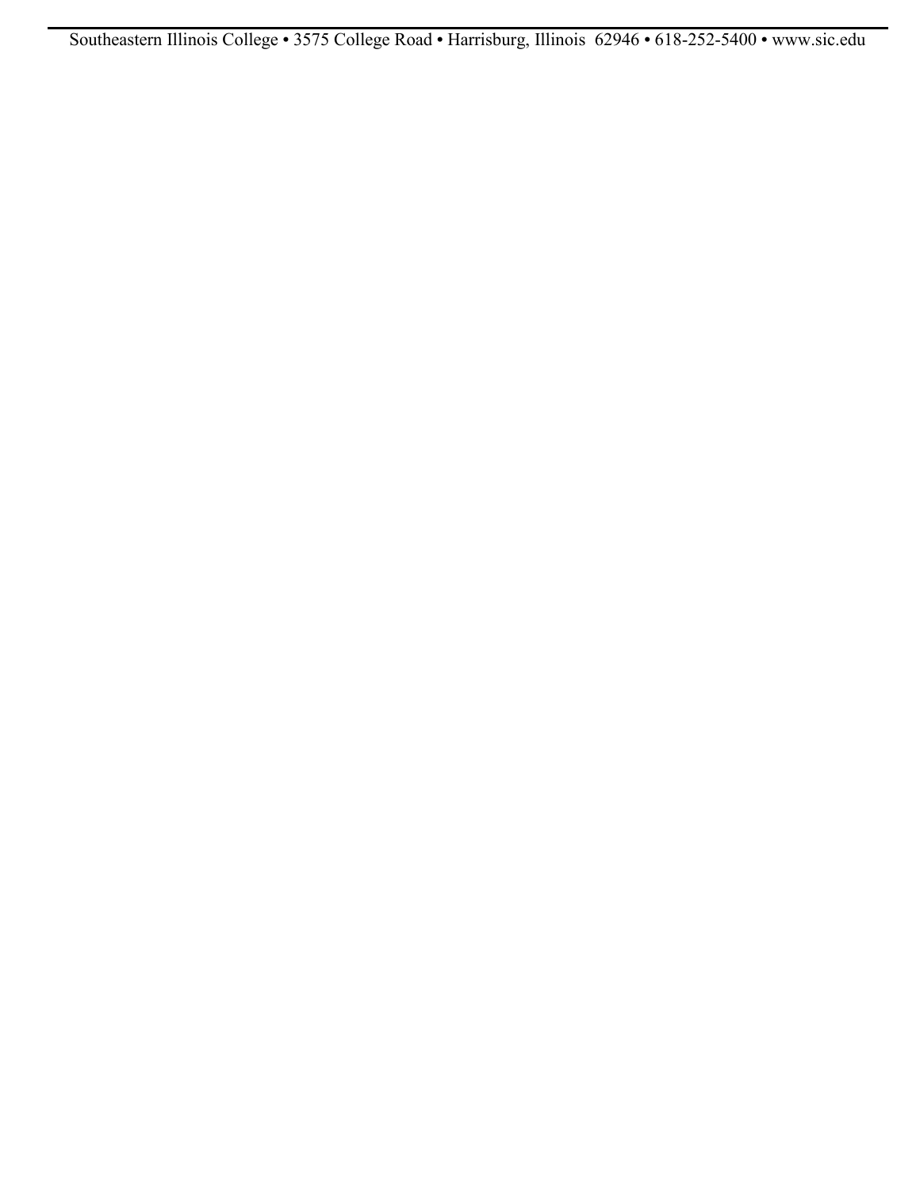Southeastern Illinois College • 3575 College Road • Harrisburg, Illinois 62946 • 618-252-5400 • www.sic.edu